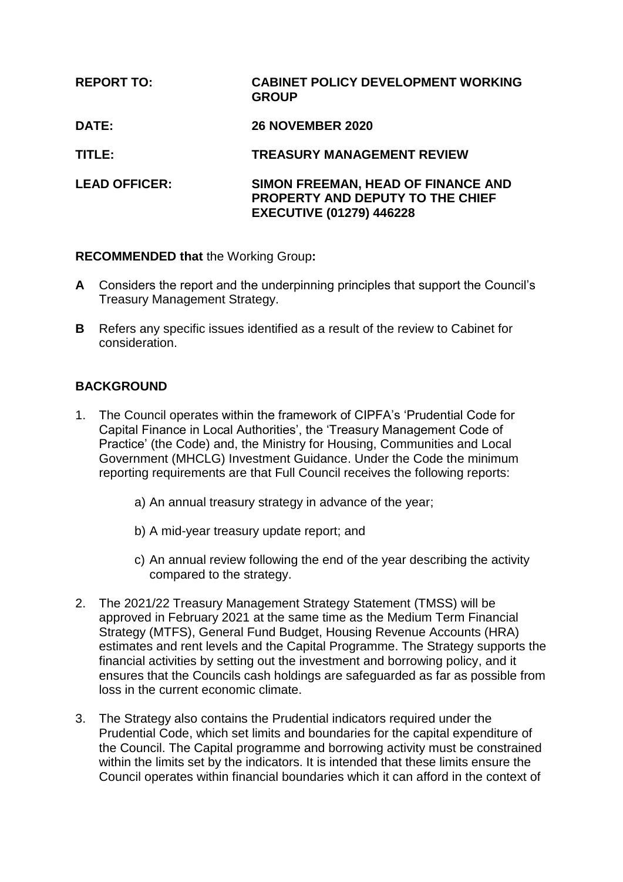| | |
|---|---|
| **REPORT TO:** | **CABINET POLICY DEVELOPMENT WORKING GROUP** |
| **DATE:** | **26 NOVEMBER 2020** |
| **TITLE:** | **TREASURY MANAGEMENT REVIEW** |
| **LEAD OFFICER:** | **SIMON FREEMAN, HEAD OF FINANCE AND PROPERTY AND DEPUTY TO THE CHIEF EXECUTIVE (01279) 446228** |

**RECOMMENDED that** the Working Group**:**

**A** Considers the report and the underpinning principles that support the Council's Treasury Management Strategy.

**B** Refers any specific issues identified as a result of the review to Cabinet for consideration.

## BACKGROUND

1. The Council operates within the framework of CIPFA's 'Prudential Code for Capital Finance in Local Authorities', the 'Treasury Management Code of Practice' (the Code) and, the Ministry for Housing, Communities and Local Government (MHCLG) Investment Guidance. Under the Code the minimum reporting requirements are that Full Council receives the following reports:

    a) An annual treasury strategy in advance of the year;

    b) A mid-year treasury update report; and

    c) An annual review following the end of the year describing the activity compared to the strategy.

2. The 2021/22 Treasury Management Strategy Statement (TMSS) will be approved in February 2021 at the same time as the Medium Term Financial Strategy (MTFS), General Fund Budget, Housing Revenue Accounts (HRA) estimates and rent levels and the Capital Programme. The Strategy supports the financial activities by setting out the investment and borrowing policy, and it ensures that the Councils cash holdings are safeguarded as far as possible from loss in the current economic climate.

3. The Strategy also contains the Prudential indicators required under the Prudential Code, which set limits and boundaries for the capital expenditure of the Council. The Capital programme and borrowing activity must be constrained within the limits set by the indicators. It is intended that these limits ensure the Council operates within financial boundaries which it can afford in the context of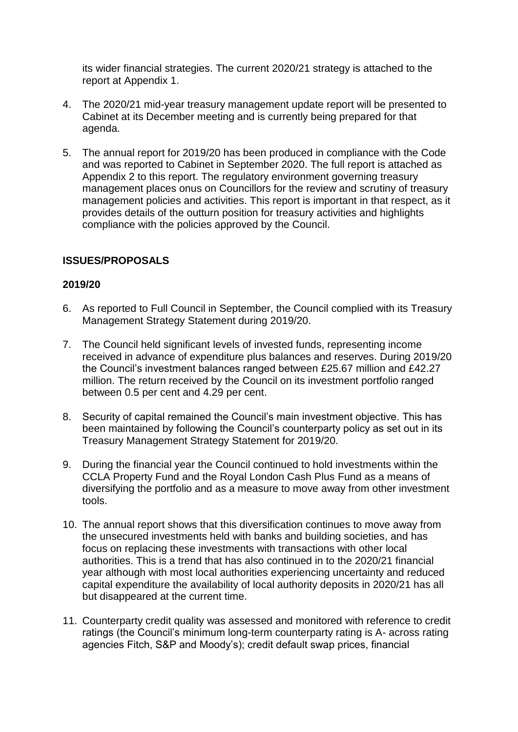its wider financial strategies. The current 2020/21 strategy is attached to the report at Appendix 1.

4. The 2020/21 mid-year treasury management update report will be presented to Cabinet at its December meeting and is currently being prepared for that agenda.

5. The annual report for 2019/20 has been produced in compliance with the Code and was reported to Cabinet in September 2020. The full report is attached as Appendix 2 to this report. The regulatory environment governing treasury management places onus on Councillors for the review and scrutiny of treasury management policies and activities. This report is important in that respect, as it provides details of the outturn position for treasury activities and highlights compliance with the policies approved by the Council.

## ISSUES/PROPOSALS

### 2019/20

6. As reported to Full Council in September, the Council complied with its Treasury Management Strategy Statement during 2019/20.

7. The Council held significant levels of invested funds, representing income received in advance of expenditure plus balances and reserves. During 2019/20 the Council's investment balances ranged between £25.67 million and £42.27 million. The return received by the Council on its investment portfolio ranged between 0.5 per cent and 4.29 per cent.

8. Security of capital remained the Council's main investment objective. This has been maintained by following the Council's counterparty policy as set out in its Treasury Management Strategy Statement for 2019/20.

9. During the financial year the Council continued to hold investments within the CCLA Property Fund and the Royal London Cash Plus Fund as a means of diversifying the portfolio and as a measure to move away from other investment tools.

10. The annual report shows that this diversification continues to move away from the unsecured investments held with banks and building societies, and has focus on replacing these investments with transactions with other local authorities. This is a trend that has also continued in to the 2020/21 financial year although with most local authorities experiencing uncertainty and reduced capital expenditure the availability of local authority deposits in 2020/21 has all but disappeared at the current time.

11. Counterparty credit quality was assessed and monitored with reference to credit ratings (the Council's minimum long-term counterparty rating is A- across rating agencies Fitch, S&P and Moody's); credit default swap prices, financial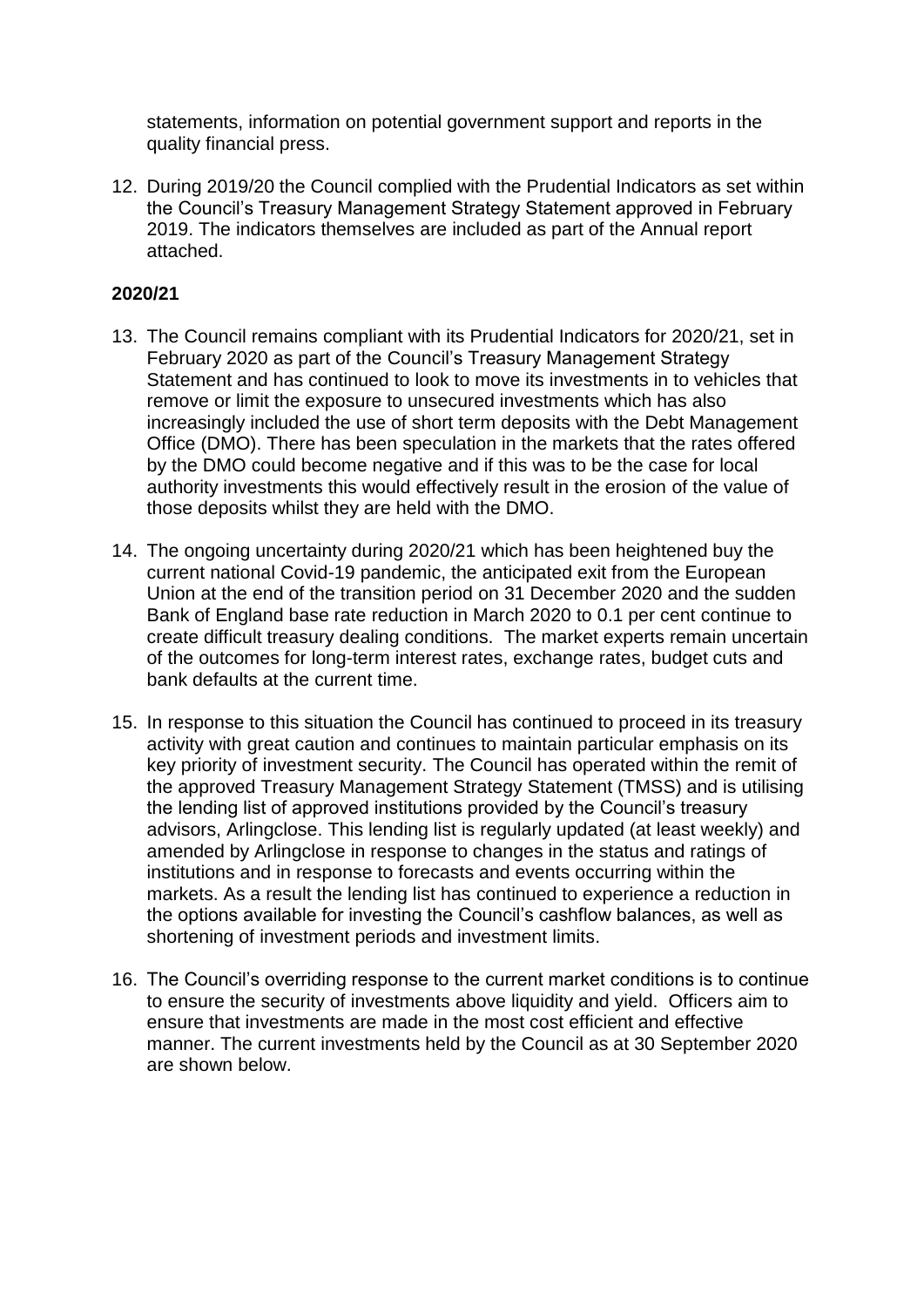statements, information on potential government support and reports in the quality financial press.

12. During 2019/20 the Council complied with the Prudential Indicators as set within the Council's Treasury Management Strategy Statement approved in February 2019. The indicators themselves are included as part of the Annual report attached.

**2020/21**

13. The Council remains compliant with its Prudential Indicators for 2020/21, set in February 2020 as part of the Council's Treasury Management Strategy Statement and has continued to look to move its investments in to vehicles that remove or limit the exposure to unsecured investments which has also increasingly included the use of short term deposits with the Debt Management Office (DMO). There has been speculation in the markets that the rates offered by the DMO could become negative and if this was to be the case for local authority investments this would effectively result in the erosion of the value of those deposits whilst they are held with the DMO.

14. The ongoing uncertainty during 2020/21 which has been heightened buy the current national Covid-19 pandemic, the anticipated exit from the European Union at the end of the transition period on 31 December 2020 and the sudden Bank of England base rate reduction in March 2020 to 0.1 per cent continue to create difficult treasury dealing conditions. The market experts remain uncertain of the outcomes for long-term interest rates, exchange rates, budget cuts and bank defaults at the current time.

15. In response to this situation the Council has continued to proceed in its treasury activity with great caution and continues to maintain particular emphasis on its key priority of investment security. The Council has operated within the remit of the approved Treasury Management Strategy Statement (TMSS) and is utilising the lending list of approved institutions provided by the Council's treasury advisors, Arlingclose. This lending list is regularly updated (at least weekly) and amended by Arlingclose in response to changes in the status and ratings of institutions and in response to forecasts and events occurring within the markets. As a result the lending list has continued to experience a reduction in the options available for investing the Council's cashflow balances, as well as shortening of investment periods and investment limits.

16. The Council's overriding response to the current market conditions is to continue to ensure the security of investments above liquidity and yield. Officers aim to ensure that investments are made in the most cost efficient and effective manner. The current investments held by the Council as at 30 September 2020 are shown below.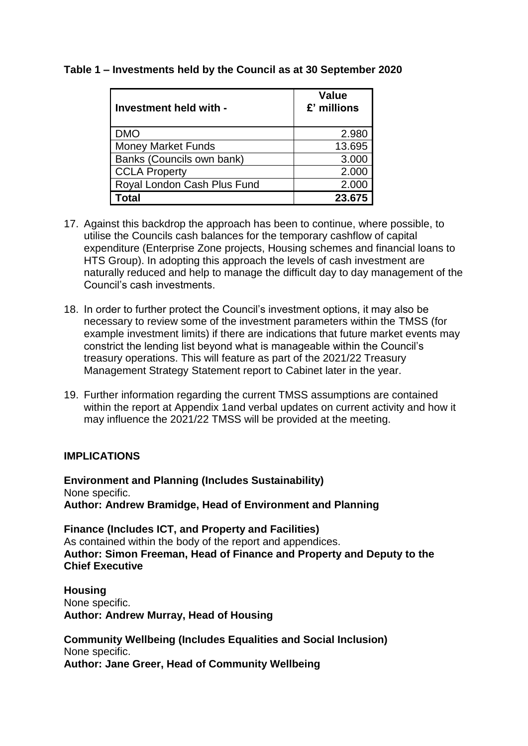**Table 1 – Investments held by the Council as at 30 September 2020**

| Investment held with - | Value £' millions |
|---|---|
| DMO | 2.980 |
| Money Market Funds | 13.695 |
| Banks (Councils own bank) | 3.000 |
| CCLA Property | 2.000 |
| Royal London Cash Plus Fund | 2.000 |
| **Total** | **23.675** |

17. Against this backdrop the approach has been to continue, where possible, to utilise the Councils cash balances for the temporary cashflow of capital expenditure (Enterprise Zone projects, Housing schemes and financial loans to HTS Group). In adopting this approach the levels of cash investment are naturally reduced and help to manage the difficult day to day management of the Council's cash investments.

18. In order to further protect the Council's investment options, it may also be necessary to review some of the investment parameters within the TMSS (for example investment limits) if there are indications that future market events may constrict the lending list beyond what is manageable within the Council's treasury operations. This will feature as part of the 2021/22 Treasury Management Strategy Statement report to Cabinet later in the year.

19. Further information regarding the current TMSS assumptions are contained within the report at Appendix 1and verbal updates on current activity and how it may influence the 2021/22 TMSS will be provided at the meeting.

## IMPLICATIONS

**Environment and Planning (Includes Sustainability)**
None specific.
**Author: Andrew Bramidge, Head of Environment and Planning**

**Finance (Includes ICT, and Property and Facilities)**
As contained within the body of the report and appendices.
**Author: Simon Freeman, Head of Finance and Property and Deputy to the Chief Executive**

**Housing**
None specific.
**Author: Andrew Murray, Head of Housing**

**Community Wellbeing (Includes Equalities and Social Inclusion)**
None specific.
**Author: Jane Greer, Head of Community Wellbeing**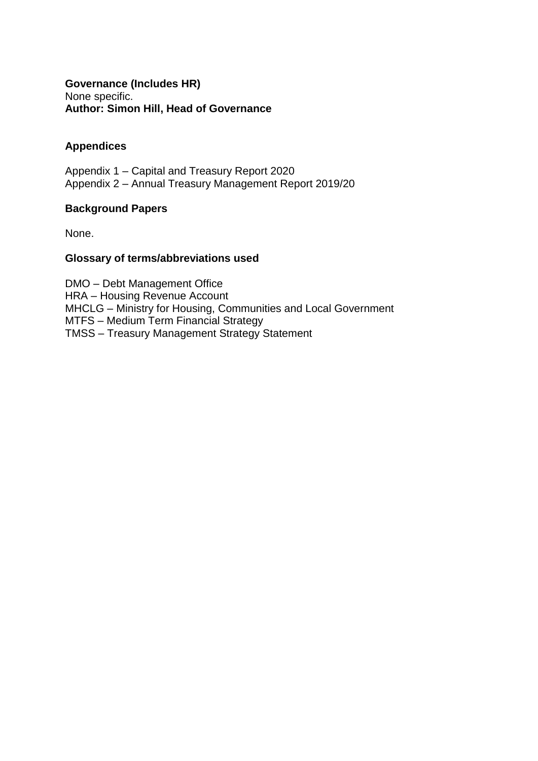**Governance (Includes HR)**
None specific.
**Author: Simon Hill, Head of Governance**

## Appendices

Appendix 1 – Capital and Treasury Report 2020
Appendix 2 – Annual Treasury Management Report 2019/20

## Background Papers

None.

## Glossary of terms/abbreviations used

DMO – Debt Management Office
HRA – Housing Revenue Account
MHCLG – Ministry for Housing, Communities and Local Government
MTFS – Medium Term Financial Strategy
TMSS – Treasury Management Strategy Statement